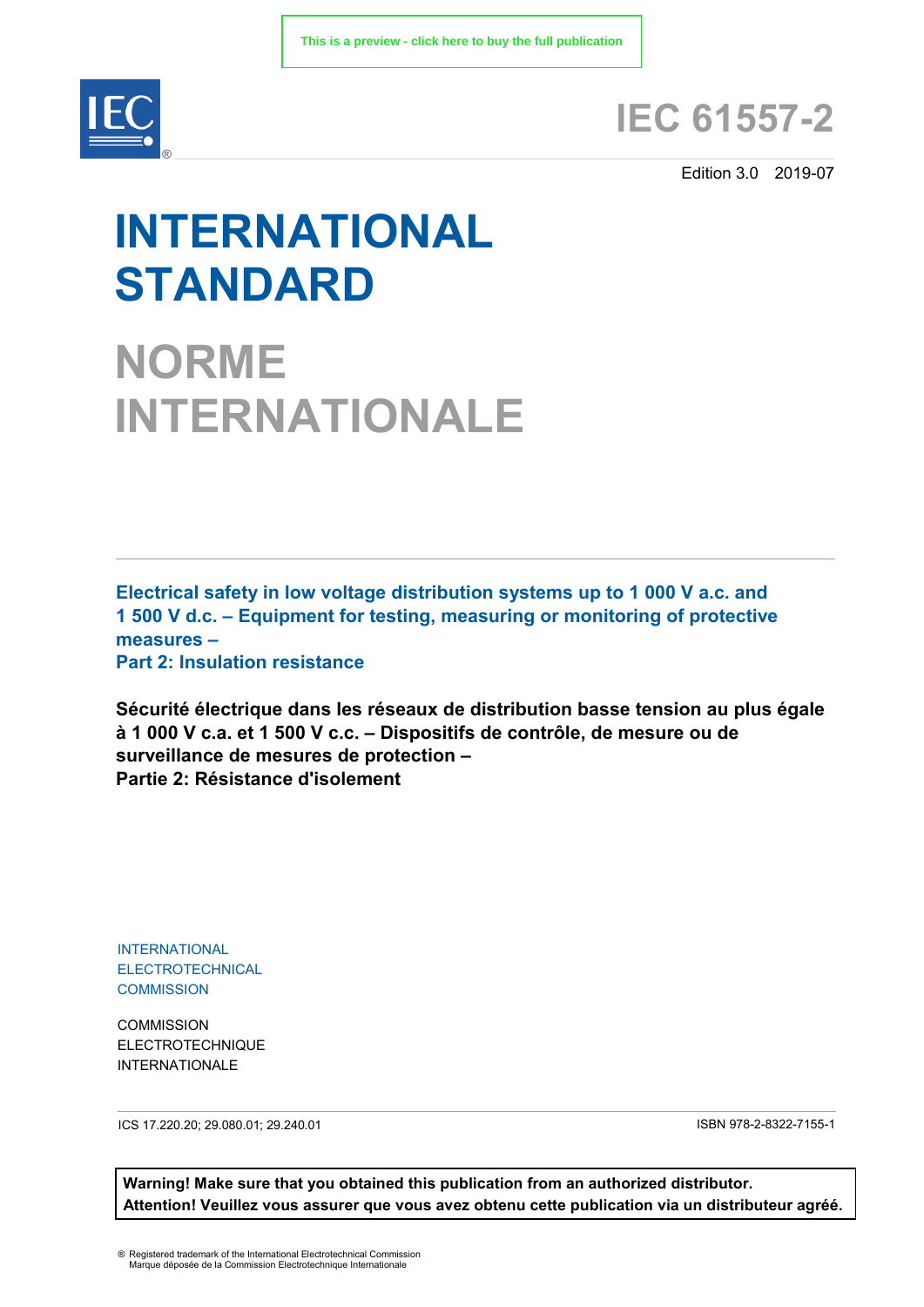This is a preview - click here to buy the full publication

# IEC 61557-2

Edition 3.0 2019-07

# INTERNATIONAL STANDARD

# NORME INTERNATIONALE

**Electrical safety in low voltage distribution systems up to 1 000 V a.c. and 1 500 V d.c. – Equipment for testing, measuring or monitoring of protective measures –**
**Part 2: Insulation resistance**

**Sécurité électrique dans les réseaux de distribution basse tension au plus égale à 1 000 V c.a. et 1 500 V c.c. – Dispositifs de contrôle, de mesure ou de surveillance de mesures de protection –**
**Partie 2: Résistance d'isolement**

INTERNATIONAL
ELECTROTECHNICAL
COMMISSION

COMMISSION
ELECTROTECHNIQUE
INTERNATIONALE

ICS 17.220.20; 29.080.01; 29.240.01

ISBN 978-2-8322-7155-1

**Warning! Make sure that you obtained this publication from an authorized distributor.**
**Attention! Veuillez vous assurer que vous avez obtenu cette publication via un distributeur agréé.**

® Registered trademark of the International Electrotechnical Commission
Marque déposée de la Commission Electrotechnique Internationale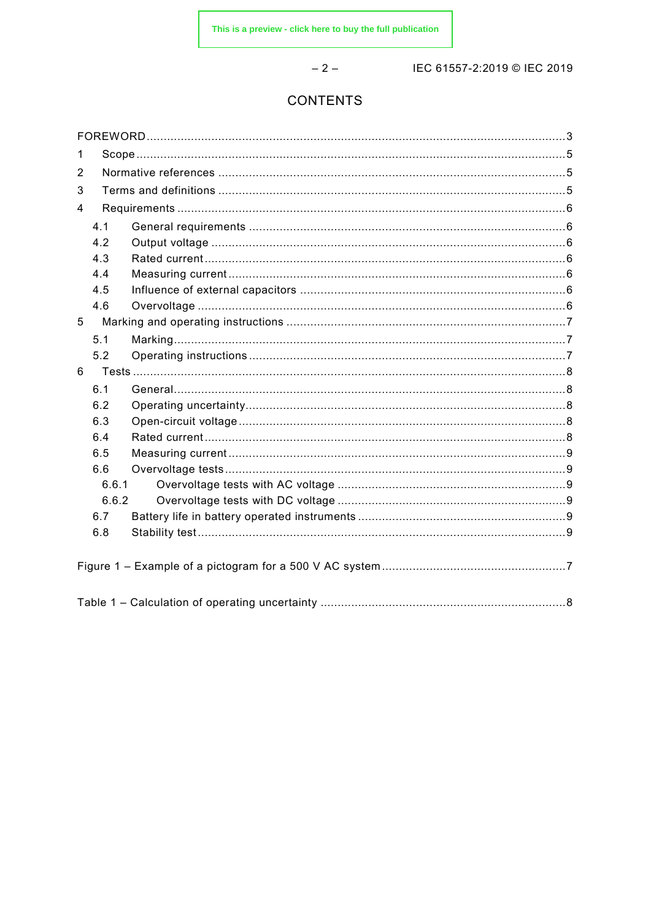# CONTENTS

FOREWORD ... 3
1 Scope ... 5
2 Normative references ... 5
3 Terms and definitions ... 5
4 Requirements ... 6
  4.1 General requirements ... 6
  4.2 Output voltage ... 6
  4.3 Rated current ... 6
  4.4 Measuring current ... 6
  4.5 Influence of external capacitors ... 6
  4.6 Overvoltage ... 6
5 Marking and operating instructions ... 7
  5.1 Marking ... 7
  5.2 Operating instructions ... 7
6 Tests ... 8
  6.1 General ... 8
  6.2 Operating uncertainty ... 8
  6.3 Open-circuit voltage ... 8
  6.4 Rated current ... 8
  6.5 Measuring current ... 9
  6.6 Overvoltage tests ... 9
    6.6.1 Overvoltage tests with AC voltage ... 9
    6.6.2 Overvoltage tests with DC voltage ... 9
  6.7 Battery life in battery operated instruments ... 9
  6.8 Stability test ... 9

Figure 1 – Example of a pictogram for a 500 V AC system ... 7

Table 1 – Calculation of operating uncertainty ... 8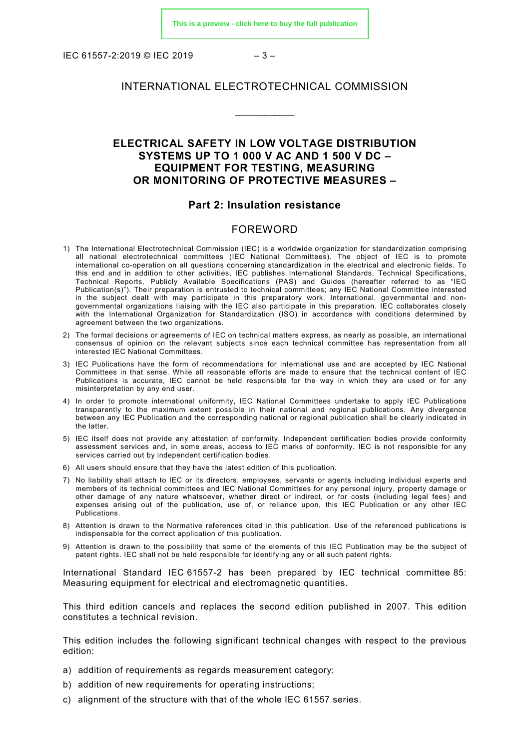# INTERNATIONAL ELECTROTECHNICAL COMMISSION

___________

## ELECTRICAL SAFETY IN LOW VOLTAGE DISTRIBUTION SYSTEMS UP TO 1 000 V AC AND 1 500 V DC – EQUIPMENT FOR TESTING, MEASURING OR MONITORING OF PROTECTIVE MEASURES –

### Part 2: Insulation resistance

## FOREWORD

1) The International Electrotechnical Commission (IEC) is a worldwide organization for standardization comprising all national electrotechnical committees (IEC National Committees). The object of IEC is to promote international co-operation on all questions concerning standardization in the electrical and electronic fields. To this end and in addition to other activities, IEC publishes International Standards, Technical Specifications, Technical Reports, Publicly Available Specifications (PAS) and Guides (hereafter referred to as "IEC Publication(s)"). Their preparation is entrusted to technical committees; any IEC National Committee interested in the subject dealt with may participate in this preparatory work. International, governmental and non-governmental organizations liaising with the IEC also participate in this preparation. IEC collaborates closely with the International Organization for Standardization (ISO) in accordance with conditions determined by agreement between the two organizations.
2) The formal decisions or agreements of IEC on technical matters express, as nearly as possible, an international consensus of opinion on the relevant subjects since each technical committee has representation from all interested IEC National Committees.
3) IEC Publications have the form of recommendations for international use and are accepted by IEC National Committees in that sense. While all reasonable efforts are made to ensure that the technical content of IEC Publications is accurate, IEC cannot be held responsible for the way in which they are used or for any misinterpretation by any end user.
4) In order to promote international uniformity, IEC National Committees undertake to apply IEC Publications transparently to the maximum extent possible in their national and regional publications. Any divergence between any IEC Publication and the corresponding national or regional publication shall be clearly indicated in the latter.
5) IEC itself does not provide any attestation of conformity. Independent certification bodies provide conformity assessment services and, in some areas, access to IEC marks of conformity. IEC is not responsible for any services carried out by independent certification bodies.
6) All users should ensure that they have the latest edition of this publication.
7) No liability shall attach to IEC or its directors, employees, servants or agents including individual experts and members of its technical committees and IEC National Committees for any personal injury, property damage or other damage of any nature whatsoever, whether direct or indirect, or for costs (including legal fees) and expenses arising out of the publication, use of, or reliance upon, this IEC Publication or any other IEC Publications.
8) Attention is drawn to the Normative references cited in this publication. Use of the referenced publications is indispensable for the correct application of this publication.
9) Attention is drawn to the possibility that some of the elements of this IEC Publication may be the subject of patent rights. IEC shall not be held responsible for identifying any or all such patent rights.

International Standard IEC 61557-2 has been prepared by IEC technical committee 85: Measuring equipment for electrical and electromagnetic quantities.

This third edition cancels and replaces the second edition published in 2007. This edition constitutes a technical revision.

This edition includes the following significant technical changes with respect to the previous edition:

a) addition of requirements as regards measurement category;
b) addition of new requirements for operating instructions;
c) alignment of the structure with that of the whole IEC 61557 series.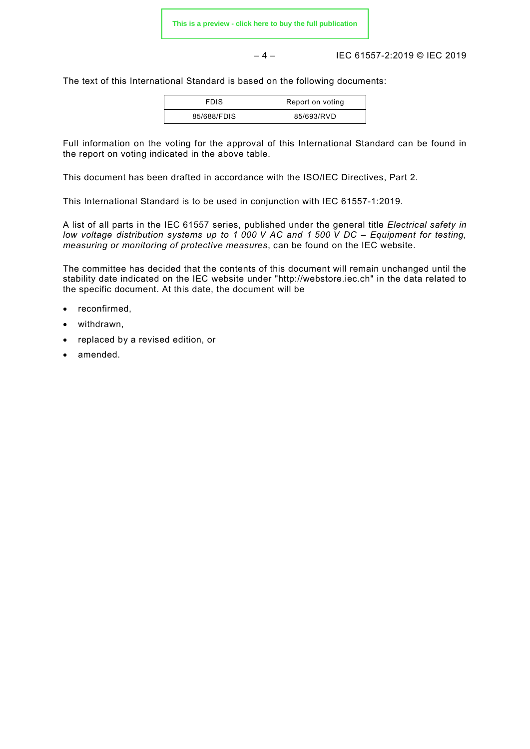The text of this International Standard is based on the following documents:

| FDIS | Report on voting |
|---|---|
| 85/688/FDIS | 85/693/RVD |

Full information on the voting for the approval of this International Standard can be found in the report on voting indicated in the above table.

This document has been drafted in accordance with the ISO/IEC Directives, Part 2.

This International Standard is to be used in conjunction with IEC 61557-1:2019.

A list of all parts in the IEC 61557 series, published under the general title *Electrical safety in low voltage distribution systems up to 1 000 V AC and 1 500 V DC – Equipment for testing, measuring or monitoring of protective measures*, can be found on the IEC website.

The committee has decided that the contents of this document will remain unchanged until the stability date indicated on the IEC website under "http://webstore.iec.ch" in the data related to the specific document. At this date, the document will be

- reconfirmed,
- withdrawn,
- replaced by a revised edition, or
- amended.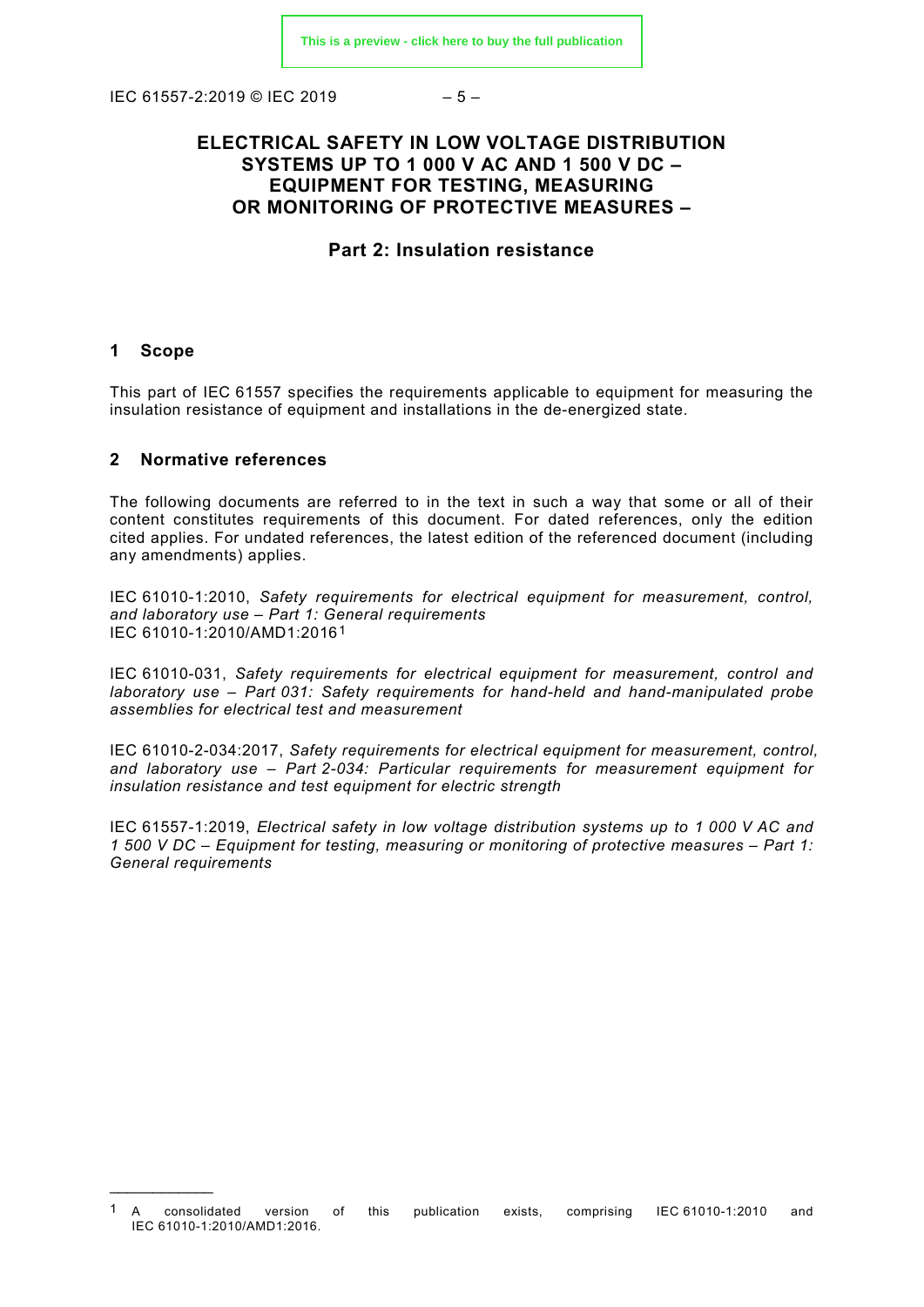# ELECTRICAL SAFETY IN LOW VOLTAGE DISTRIBUTION SYSTEMS UP TO 1 000 V AC AND 1 500 V DC – EQUIPMENT FOR TESTING, MEASURING OR MONITORING OF PROTECTIVE MEASURES –

## Part 2: Insulation resistance

## 1 Scope

This part of IEC 61557 specifies the requirements applicable to equipment for measuring the insulation resistance of equipment and installations in the de-energized state.

## 2 Normative references

The following documents are referred to in the text in such a way that some or all of their content constitutes requirements of this document. For dated references, only the edition cited applies. For undated references, the latest edition of the referenced document (including any amendments) applies.

IEC 61010-1:2010, *Safety requirements for electrical equipment for measurement, control, and laboratory use – Part 1: General requirements*
IEC 61010-1:2010/AMD1:2016[1]

IEC 61010-031, *Safety requirements for electrical equipment for measurement, control and laboratory use – Part 031: Safety requirements for hand-held and hand-manipulated probe assemblies for electrical test and measurement*

IEC 61010-2-034:2017, *Safety requirements for electrical equipment for measurement, control, and laboratory use – Part 2-034: Particular requirements for measurement equipment for insulation resistance and test equipment for electric strength*

IEC 61557-1:2019, *Electrical safety in low voltage distribution systems up to 1 000 V AC and 1 500 V DC – Equipment for testing, measuring or monitoring of protective measures – Part 1: General requirements*

---

[1] A consolidated version of this publication exists, comprising IEC 61010-1:2010 and IEC 61010-1:2010/AMD1:2016.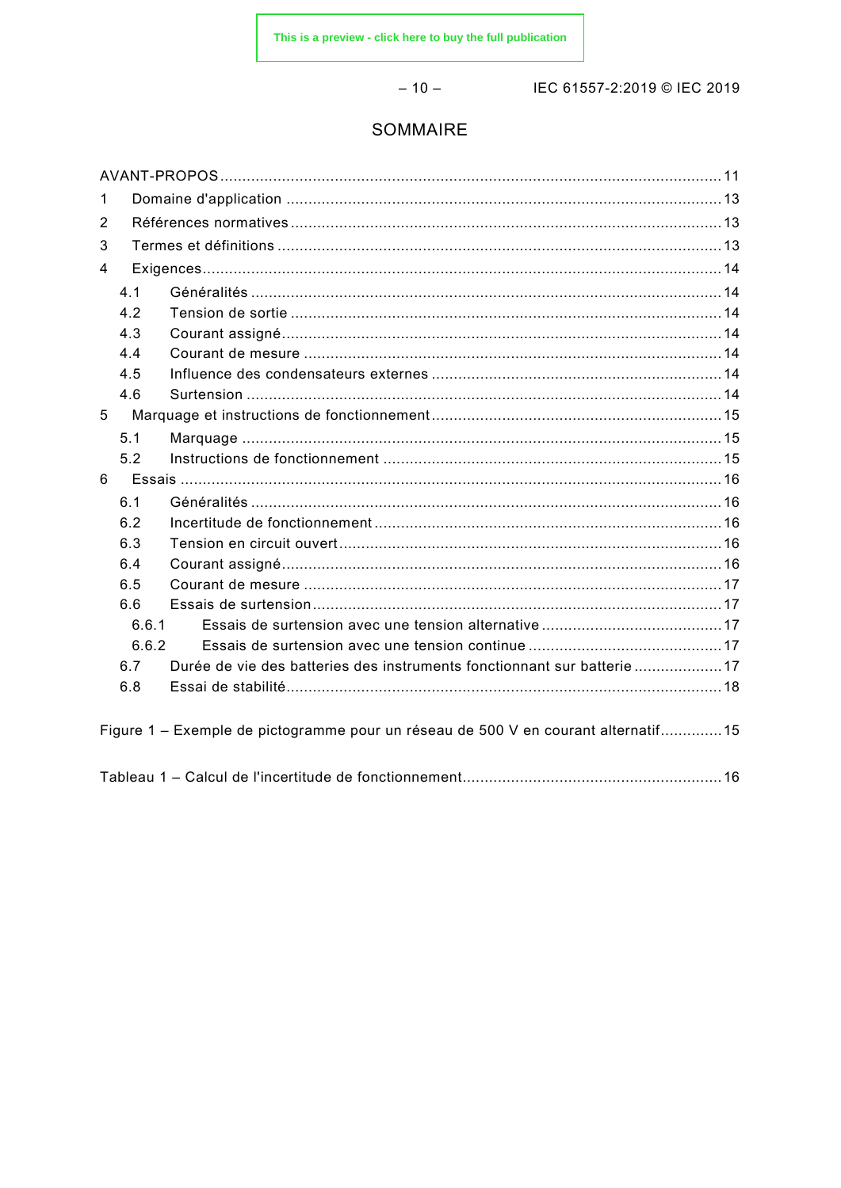# SOMMAIRE

AVANT-PROPOS ............................................................................................................ 11

1 Domaine d'application ............................................................................................ 13

2 Références normatives ............................................................................................ 13

3 Termes et définitions ............................................................................................... 13

4 Exigences ................................................................................................................ 14

- 4.1 Généralités ........................................................................................................ 14
- 4.2 Tension de sortie ............................................................................................... 14
- 4.3 Courant assigné ................................................................................................. 14
- 4.4 Courant de mesure ............................................................................................ 14
- 4.5 Influence des condensateurs externes ............................................................... 14
- 4.6 Surtension .......................................................................................................... 14

5 Marquage et instructions de fonctionnement ............................................................ 15

- 5.1 Marquage ........................................................................................................... 15
- 5.2 Instructions de fonctionnement ........................................................................... 15

6 Essais ...................................................................................................................... 16

- 6.1 Généralités ........................................................................................................ 16
- 6.2 Incertitude de fonctionnement ............................................................................ 16
- 6.3 Tension en circuit ouvert .................................................................................... 16
- 6.4 Courant assigné ................................................................................................. 16
- 6.5 Courant de mesure ............................................................................................ 17
- 6.6 Essais de surtension .......................................................................................... 17
  - 6.6.1 Essais de surtension avec une tension alternative ........................................ 17
  - 6.6.2 Essais de surtension avec une tension continue ........................................... 17
- 6.7 Durée de vie des batteries des instruments fonctionnant sur batterie .................. 17
- 6.8 Essai de stabilité ................................................................................................ 18

Figure 1 – Exemple de pictogramme pour un réseau de 500 V en courant alternatif ............. 15

Tableau 1 – Calcul de l'incertitude de fonctionnement .......................................................... 16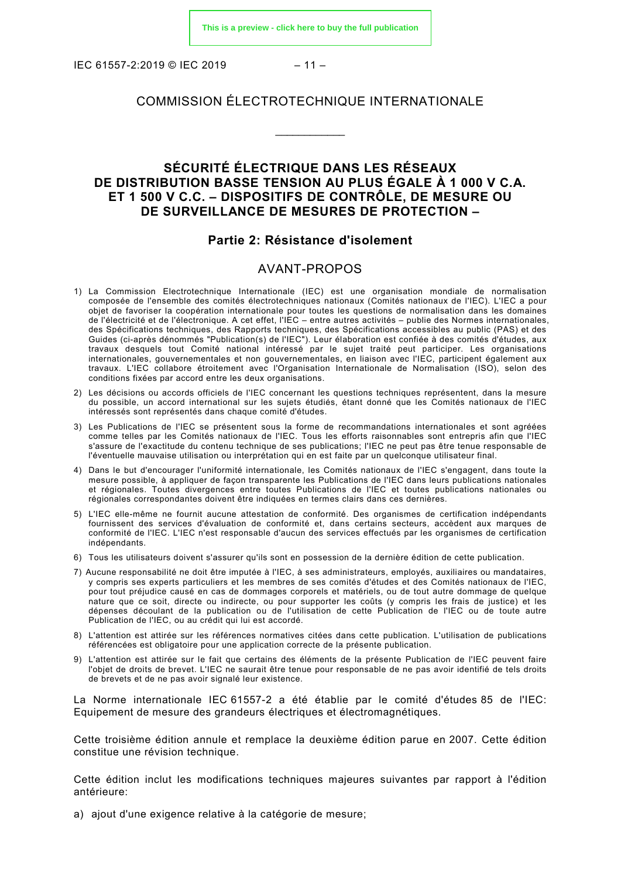# COMMISSION ÉLECTROTECHNIQUE INTERNATIONALE

___________

## SÉCURITÉ ÉLECTRIQUE DANS LES RÉSEAUX DE DISTRIBUTION BASSE TENSION AU PLUS ÉGALE À 1 000 V C.A. ET 1 500 V C.C. – DISPOSITIFS DE CONTRÔLE, DE MESURE OU DE SURVEILLANCE DE MESURES DE PROTECTION –

### Partie 2: Résistance d'isolement

## AVANT-PROPOS

1) La Commission Electrotechnique Internationale (IEC) est une organisation mondiale de normalisation composée de l'ensemble des comités électrotechniques nationaux (Comités nationaux de l'IEC). L'IEC a pour objet de favoriser la coopération internationale pour toutes les questions de normalisation dans les domaines de l'électricité et de l'électronique. A cet effet, l'IEC – entre autres activités – publie des Normes internationales, des Spécifications techniques, des Rapports techniques, des Spécifications accessibles au public (PAS) et des Guides (ci-après dénommés "Publication(s) de l'IEC"). Leur élaboration est confiée à des comités d'études, aux travaux desquels tout Comité national intéressé par le sujet traité peut participer. Les organisations internationales, gouvernementales et non gouvernementales, en liaison avec l'IEC, participent également aux travaux. L'IEC collabore étroitement avec l'Organisation Internationale de Normalisation (ISO), selon des conditions fixées par accord entre les deux organisations.
2) Les décisions ou accords officiels de l'IEC concernant les questions techniques représentent, dans la mesure du possible, un accord international sur les sujets étudiés, étant donné que les Comités nationaux de l'IEC intéressés sont représentés dans chaque comité d'études.
3) Les Publications de l'IEC se présentent sous la forme de recommandations internationales et sont agréées comme telles par les Comités nationaux de l'IEC. Tous les efforts raisonnables sont entrepris afin que l'IEC s'assure de l'exactitude du contenu technique de ses publications; l'IEC ne peut pas être tenue responsable de l'éventuelle mauvaise utilisation ou interprétation qui en est faite par un quelconque utilisateur final.
4) Dans le but d'encourager l'uniformité internationale, les Comités nationaux de l'IEC s'engagent, dans toute la mesure possible, à appliquer de façon transparente les Publications de l'IEC dans leurs publications nationales et régionales. Toutes divergences entre toutes Publications de l'IEC et toutes publications nationales ou régionales correspondantes doivent être indiquées en termes clairs dans ces dernières.
5) L'IEC elle-même ne fournit aucune attestation de conformité. Des organismes de certification indépendants fournissent des services d'évaluation de conformité et, dans certains secteurs, accèdent aux marques de conformité de l'IEC. L'IEC n'est responsable d'aucun des services effectués par les organismes de certification indépendants.
6) Tous les utilisateurs doivent s'assurer qu'ils sont en possession de la dernière édition de cette publication.
7) Aucune responsabilité ne doit être imputée à l'IEC, à ses administrateurs, employés, auxiliaires ou mandataires, y compris ses experts particuliers et les membres de ses comités d'études et des Comités nationaux de l'IEC, pour tout préjudice causé en cas de dommages corporels et matériels, ou de tout autre dommage de quelque nature que ce soit, directe ou indirecte, ou pour supporter les coûts (y compris les frais de justice) et les dépenses découlant de la publication ou de l'utilisation de cette Publication de l'IEC ou de toute autre Publication de l'IEC, ou au crédit qui lui est accordé.
8) L'attention est attirée sur les références normatives citées dans cette publication. L'utilisation de publications référencées est obligatoire pour une application correcte de la présente publication.
9) L'attention est attirée sur le fait que certains des éléments de la présente Publication de l'IEC peuvent faire l'objet de droits de brevet. L'IEC ne saurait être tenue pour responsable de ne pas avoir identifié de tels droits de brevets et de ne pas avoir signalé leur existence.

La Norme internationale IEC 61557-2 a été établie par le comité d'études 85 de l'IEC: Equipement de mesure des grandeurs électriques et électromagnétiques.

Cette troisième édition annule et remplace la deuxième édition parue en 2007. Cette édition constitue une révision technique.

Cette édition inclut les modifications techniques majeures suivantes par rapport à l'édition antérieure:

a) ajout d'une exigence relative à la catégorie de mesure;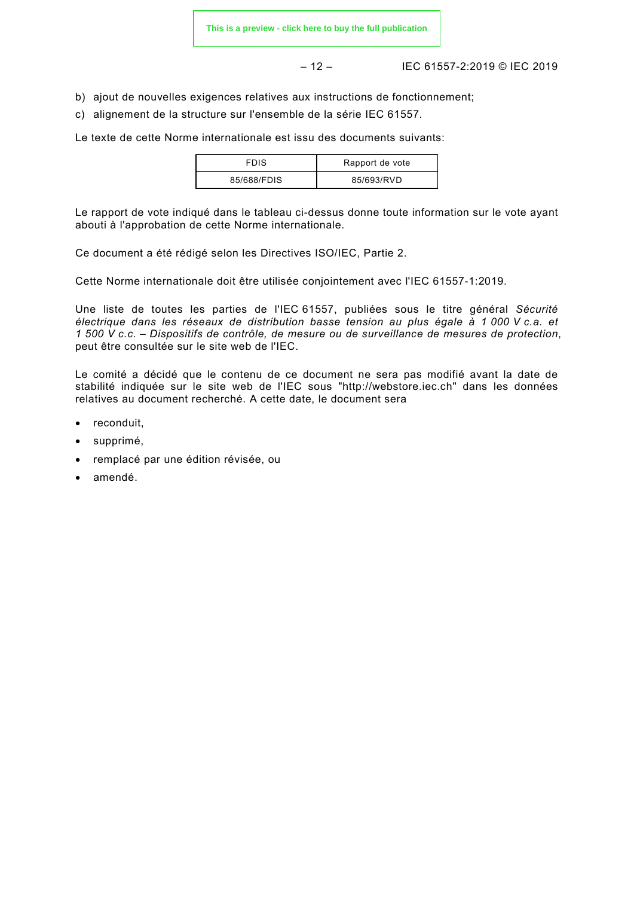b) ajout de nouvelles exigences relatives aux instructions de fonctionnement;

c) alignement de la structure sur l'ensemble de la série IEC 61557.

Le texte de cette Norme internationale est issu des documents suivants:

| FDIS | Rapport de vote |
| --- | --- |
| 85/688/FDIS | 85/693/RVD |

Le rapport de vote indiqué dans le tableau ci-dessus donne toute information sur le vote ayant abouti à l'approbation de cette Norme internationale.

Ce document a été rédigé selon les Directives ISO/IEC, Partie 2.

Cette Norme internationale doit être utilisée conjointement avec l'IEC 61557-1:2019.

Une liste de toutes les parties de l'IEC 61557, publiées sous le titre général *Sécurité électrique dans les réseaux de distribution basse tension au plus égale à 1 000 V c.a. et 1 500 V c.c. – Dispositifs de contrôle, de mesure ou de surveillance de mesures de protection*, peut être consultée sur le site web de l'IEC.

Le comité a décidé que le contenu de ce document ne sera pas modifié avant la date de stabilité indiquée sur le site web de l'IEC sous "http://webstore.iec.ch" dans les données relatives au document recherché. A cette date, le document sera

- reconduit,
- supprimé,
- remplacé par une édition révisée, ou
- amendé.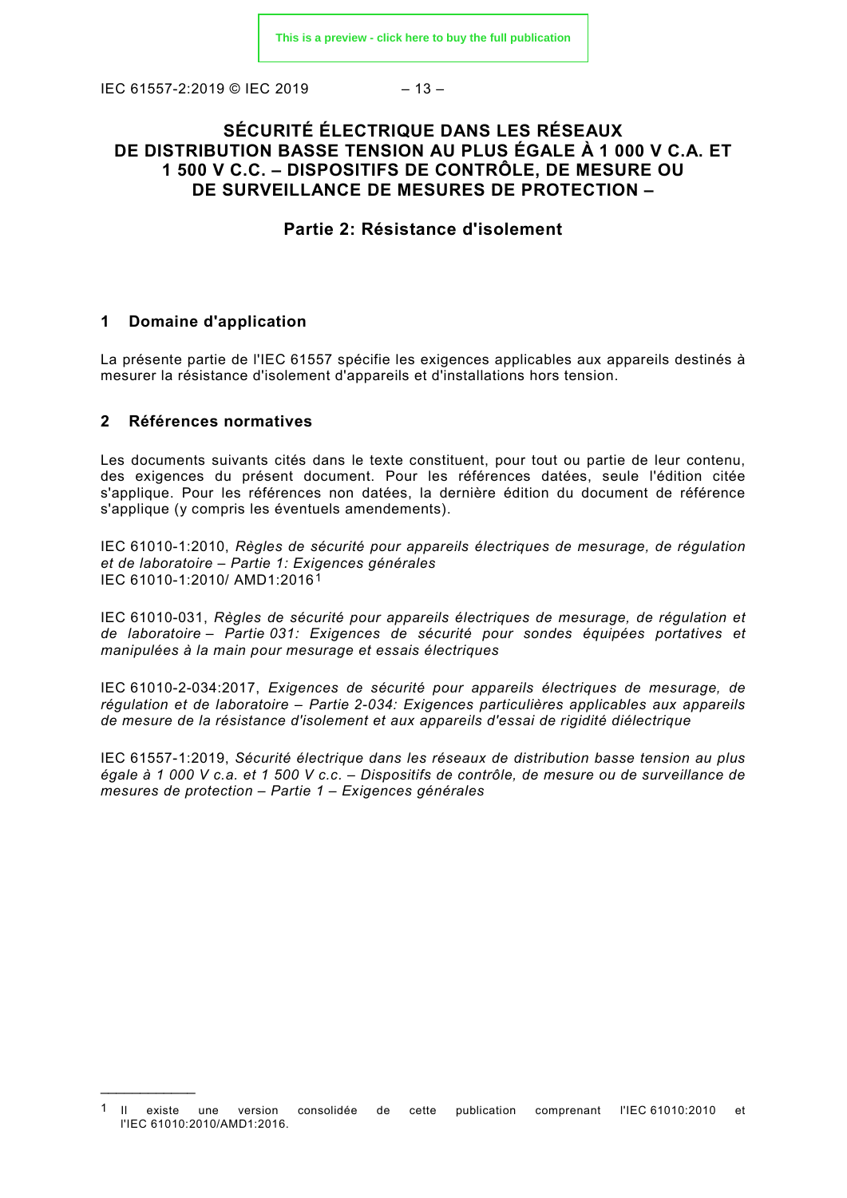# SÉCURITÉ ÉLECTRIQUE DANS LES RÉSEAUX DE DISTRIBUTION BASSE TENSION AU PLUS ÉGALE À 1 000 V C.A. ET 1 500 V C.C. – DISPOSITIFS DE CONTRÔLE, DE MESURE OU DE SURVEILLANCE DE MESURES DE PROTECTION –

## Partie 2: Résistance d'isolement

## 1 Domaine d'application

La présente partie de l'IEC 61557 spécifie les exigences applicables aux appareils destinés à mesurer la résistance d'isolement d'appareils et d'installations hors tension.

## 2 Références normatives

Les documents suivants cités dans le texte constituent, pour tout ou partie de leur contenu, des exigences du présent document. Pour les références datées, seule l'édition citée s'applique. Pour les références non datées, la dernière édition du document de référence s'applique (y compris les éventuels amendements).

IEC 61010-1:2010, *Règles de sécurité pour appareils électriques de mesurage, de régulation et de laboratoire – Partie 1: Exigences générales*
IEC 61010-1:2010/ AMD1:2016[1]

IEC 61010-031, *Règles de sécurité pour appareils électriques de mesurage, de régulation et de laboratoire – Partie 031: Exigences de sécurité pour sondes équipées portatives et manipulées à la main pour mesurage et essais électriques*

IEC 61010-2-034:2017, *Exigences de sécurité pour appareils électriques de mesurage, de régulation et de laboratoire – Partie 2-034: Exigences particulières applicables aux appareils de mesure de la résistance d'isolement et aux appareils d'essai de rigidité diélectrique*

IEC 61557-1:2019, *Sécurité électrique dans les réseaux de distribution basse tension au plus égale à 1 000 V c.a. et 1 500 V c.c. – Dispositifs de contrôle, de mesure ou de surveillance de mesures de protection – Partie 1 – Exigences générales*

---

[1] Il existe une version consolidée de cette publication comprenant l'IEC 61010:2010 et l'IEC 61010:2010/AMD1:2016.